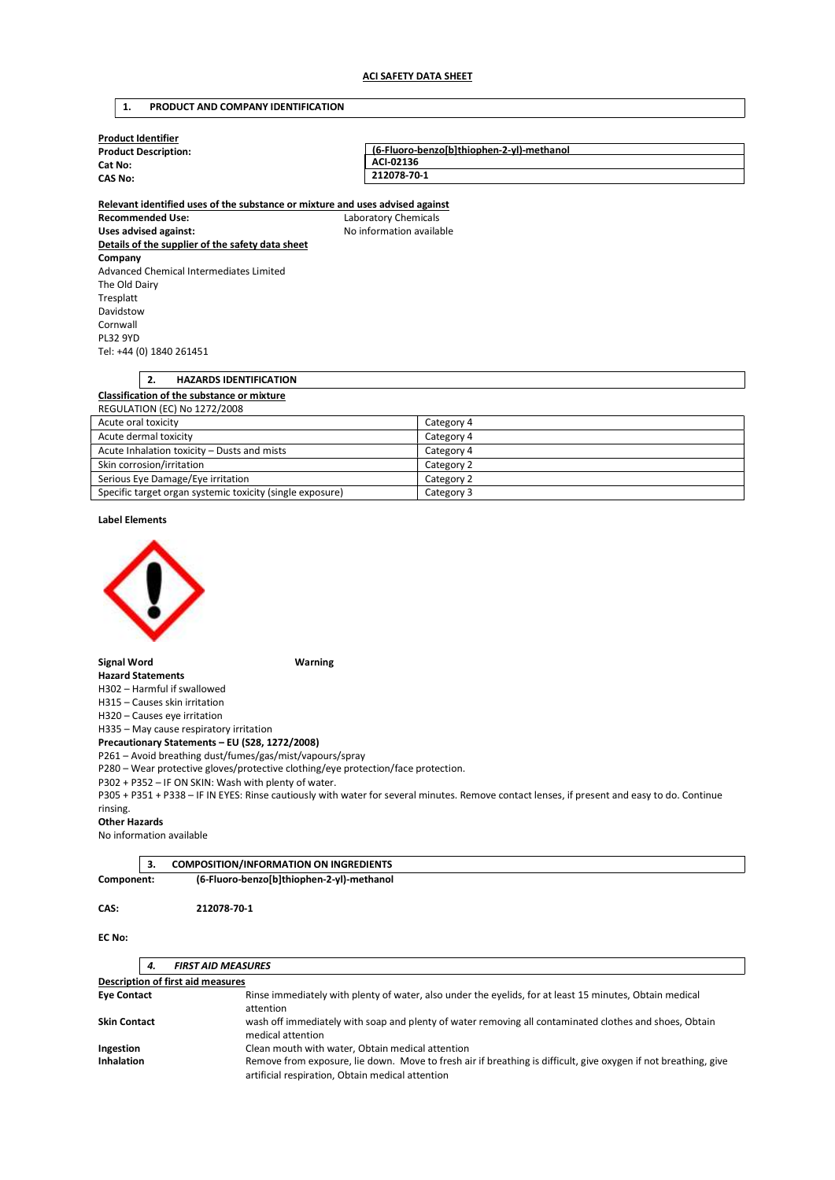# ACI SAFETY DATA SHEET

## 1. PRODUCT AND COMPANY IDENTIFICATION

**Product Identifier**

| | |
|---|---|
| **Product Description:** | **(6-Fluoro-benzo[b]thiophen-2-yl)-methanol** |
| **Cat No:** | **ACI-02136** |
| **CAS No:** | **212078-70-1** |

**Relevant identified uses of the substance or mixture and uses advised against**

**Recommended Use:** Laboratory Chemicals

**Uses advised against:** No information available

**Details of the supplier of the safety data sheet**

**Company**

Advanced Chemical Intermediates Limited
The Old Dairy
Tresplatt
Davidstow
Cornwall
PL32 9YD
Tel: +44 (0) 1840 261451

## 2. HAZARDS IDENTIFICATION

**Classification of the substance or mixture**

REGULATION (EC) No 1272/2008

| | |
|---|---|
| Acute oral toxicity | Category 4 |
| Acute dermal toxicity | Category 4 |
| Acute Inhalation toxicity – Dusts and mists | Category 4 |
| Skin corrosion/irritation | Category 2 |
| Serious Eye Damage/Eye irritation | Category 2 |
| Specific target organ systemic toxicity (single exposure) | Category 3 |

**Label Elements**

**Signal Word** **Warning**

**Hazard Statements**

H302 – Harmful if swallowed
H315 – Causes skin irritation
H320 – Causes eye irritation
H335 – May cause respiratory irritation

**Precautionary Statements – EU (S28, 1272/2008)**

P261 – Avoid breathing dust/fumes/gas/mist/vapours/spray
P280 – Wear protective gloves/protective clothing/eye protection/face protection.
P302 + P352 – IF ON SKIN: Wash with plenty of water.
P305 + P351 + P338 – IF IN EYES: Rinse cautiously with water for several minutes. Remove contact lenses, if present and easy to do. Continue rinsing.

**Other Hazards**

No information available

## 3. COMPOSITION/INFORMATION ON INGREDIENTS

**Component:** **(6-Fluoro-benzo[b]thiophen-2-yl)-methanol**

**CAS:** **212078-70-1**

**EC No:**

## 4. *FIRST AID MEASURES*

**Description of first aid measures**

| | |
|---|---|
| **Eye Contact** | Rinse immediately with plenty of water, also under the eyelids, for at least 15 minutes, Obtain medical attention |
| **Skin Contact** | wash off immediately with soap and plenty of water removing all contaminated clothes and shoes, Obtain medical attention |
| **Ingestion** | Clean mouth with water, Obtain medical attention |
| **Inhalation** | Remove from exposure, lie down. Move to fresh air if breathing is difficult, give oxygen if not breathing, give artificial respiration, Obtain medical attention |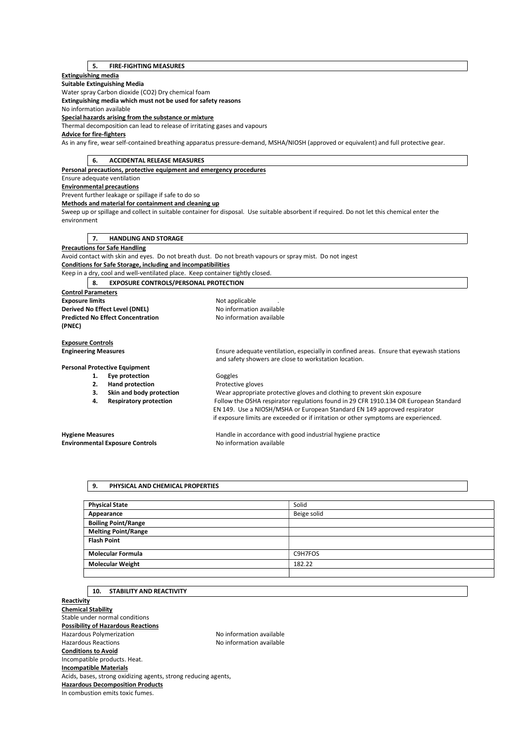## 5. FIRE-FIGHTING MEASURES

**Extinguishing media**

**Suitable Extinguishing Media**

Water spray Carbon dioxide ($CO_2$) Dry chemical foam

**Extinguishing media which must not be used for safety reasons**

No information available

**Special hazards arising from the substance or mixture**

Thermal decomposition can lead to release of irritating gases and vapours

**Advice for fire-fighters**

As in any fire, wear self-contained breathing apparatus pressure-demand, MSHA/NIOSH (approved or equivalent) and full protective gear.

## 6. ACCIDENTAL RELEASE MEASURES

**Personal precautions, protective equipment and emergency procedures**

Ensure adequate ventilation

**Environmental precautions**

Prevent further leakage or spillage if safe to do so

**Methods and material for containment and cleaning up**

Sweep up or spillage and collect in suitable container for disposal. Use suitable absorbent if required. Do not let this chemical enter the environment

## 7. HANDLING AND STORAGE

**Precautions for Safe Handling**

Avoid contact with skin and eyes. Do not breath dust. Do not breath vapours or spray mist. Do not ingest

**Conditions for Safe Storage, including and incompatibilities**

Keep in a dry, cool and well-ventilated place. Keep container tightly closed.

## 8. EXPOSURE CONTROLS/PERSONAL PROTECTION

**Control Parameters**

**Exposure limits** Not applicable .

**Derived No Effect Level (DNEL)** No information available

**Predicted No Effect Concentration (PNEC)** No information available

**Exposure Controls**

**Engineering Measures** Ensure adequate ventilation, especially in confined areas. Ensure that eyewash stations and safety showers are close to workstation location.

**Personal Protective Equipment**

1. **Eye protection** Goggles
2. **Hand protection** Protective gloves
3. **Skin and body protection** Wear appropriate protective gloves and clothing to prevent skin exposure
4. **Respiratory protection** Follow the OSHA respirator regulations found in 29 CFR 1910.134 OR European Standard EN 149. Use a NIOSH/MSHA or European Standard EN 149 approved respirator if exposure limits are exceeded or if irritation or other symptoms are experienced.

**Hygiene Measures** Handle in accordance with good industrial hygiene practice

**Environmental Exposure Controls** No information available

## 9. PHYSICAL AND CHEMICAL PROPERTIES

| Property | Value |
|---|---|
| **Physical State** | Solid |
| **Appearance** | Beige solid |
| **Boiling Point/Range** | |
| **Melting Point/Range** | |
| **Flash Point** | |
| **Molecular Formula** | C9H7FOS |
| **Molecular Weight** | 182.22 |
| | |

## 10. STABILITY AND REACTIVITY

**Reactivity**

**Chemical Stability**

Stable under normal conditions

**Possibility of Hazardous Reactions**

Hazardous Polymerization No information available

Hazardous Reactions No information available

**Conditions to Avoid**

Incompatible products. Heat.

**Incompatible Materials**

Acids, bases, strong oxidizing agents, strong reducing agents,

**Hazardous Decomposition Products**

In combustion emits toxic fumes.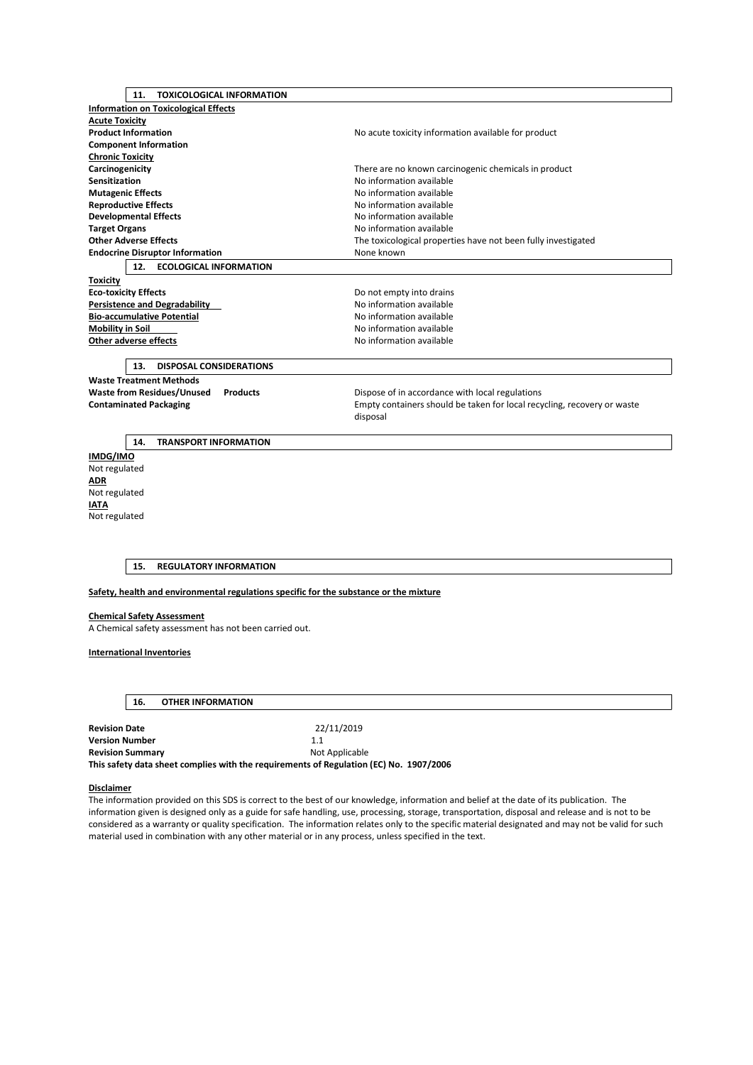## 11. TOXICOLOGICAL INFORMATION

**Information on Toxicological Effects**

**Acute Toxicity**

| | |
|---|---|
| **Product Information** | No acute toxicity information available for product |
| **Component Information** | |

**Chronic Toxicity**

| | |
|---|---|
| **Carcinogenicity** | There are no known carcinogenic chemicals in product |
| **Sensitization** | No information available |
| **Mutagenic Effects** | No information available |
| **Reproductive Effects** | No information available |
| **Developmental Effects** | No information available |
| **Target Organs** | No information available |
| **Other Adverse Effects** | The toxicological properties have not been fully investigated |
| **Endocrine Disruptor Information** | None known |

## 12. ECOLOGICAL INFORMATION

**Toxicity**

| | |
|---|---|
| **Eco-toxicity Effects** | Do not empty into drains |
| **Persistence and Degradability** | No information available |
| **Bio-accumulative Potential** | No information available |
| **Mobility in Soil** | No information available |
| **Other adverse effects** | No information available |

## 13. DISPOSAL CONSIDERATIONS

**Waste Treatment Methods**

| | |
|---|---|
| **Waste from Residues/Unused Products** | Dispose of in accordance with local regulations |
| **Contaminated Packaging** | Empty containers should be taken for local recycling, recovery or waste disposal |

## 14. TRANSPORT INFORMATION

**IMDG/IMO**
Not regulated

**ADR**
Not regulated

**IATA**
Not regulated

## 15. REGULATORY INFORMATION

**Safety, health and environmental regulations specific for the substance or the mixture**

**Chemical Safety Assessment**
A Chemical safety assessment has not been carried out.

**International Inventories**

## 16. OTHER INFORMATION

| | |
|---|---|
| **Revision Date** | 22/11/2019 |
| **Version Number** | 1.1 |
| **Revision Summary** | Not Applicable |

**This safety data sheet complies with the requirements of Regulation (EC) No. 1907/2006**

**Disclaimer**

The information provided on this SDS is correct to the best of our knowledge, information and belief at the date of its publication. The information given is designed only as a guide for safe handling, use, processing, storage, transportation, disposal and release and is not to be considered as a warranty or quality specification. The information relates only to the specific material designated and may not be valid for such material used in combination with any other material or in any process, unless specified in the text.